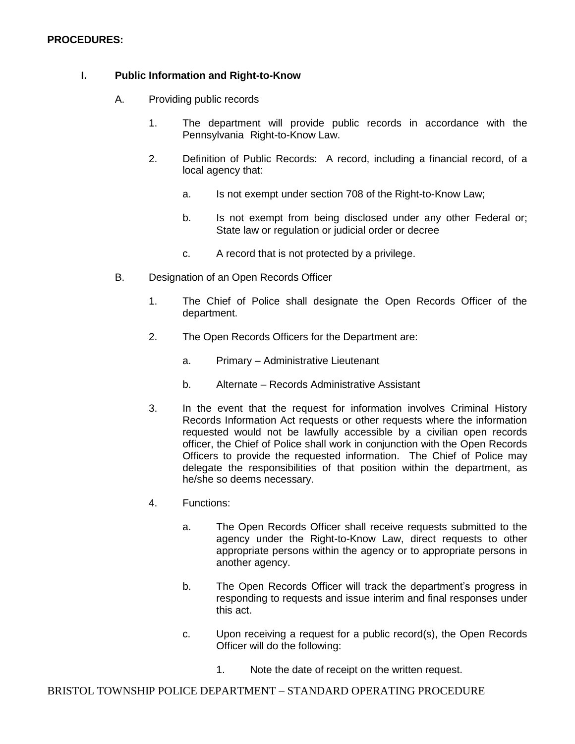**PROCEDURES:**

## I. Public Information and Right-to-Know

A. Providing public records

1. The department will provide public records in accordance with the Pennsylvania Right-to-Know Law.

2. Definition of Public Records: A record, including a financial record, of a local agency that:

   a. Is not exempt under section 708 of the Right-to-Know Law;

   b. Is not exempt from being disclosed under any other Federal or; State law or regulation or judicial order or decree

   c. A record that is not protected by a privilege.

B. Designation of an Open Records Officer

1. The Chief of Police shall designate the Open Records Officer of the department.

2. The Open Records Officers for the Department are:

   a. Primary – Administrative Lieutenant

   b. Alternate – Records Administrative Assistant

3. In the event that the request for information involves Criminal History Records Information Act requests or other requests where the information requested would not be lawfully accessible by a civilian open records officer, the Chief of Police shall work in conjunction with the Open Records Officers to provide the requested information. The Chief of Police may delegate the responsibilities of that position within the department, as he/she so deems necessary.

4. Functions:

   a. The Open Records Officer shall receive requests submitted to the agency under the Right-to-Know Law, direct requests to other appropriate persons within the agency or to appropriate persons in another agency.

   b. The Open Records Officer will track the department's progress in responding to requests and issue interim and final responses under this act.

   c. Upon receiving a request for a public record(s), the Open Records Officer will do the following:

      1. Note the date of receipt on the written request.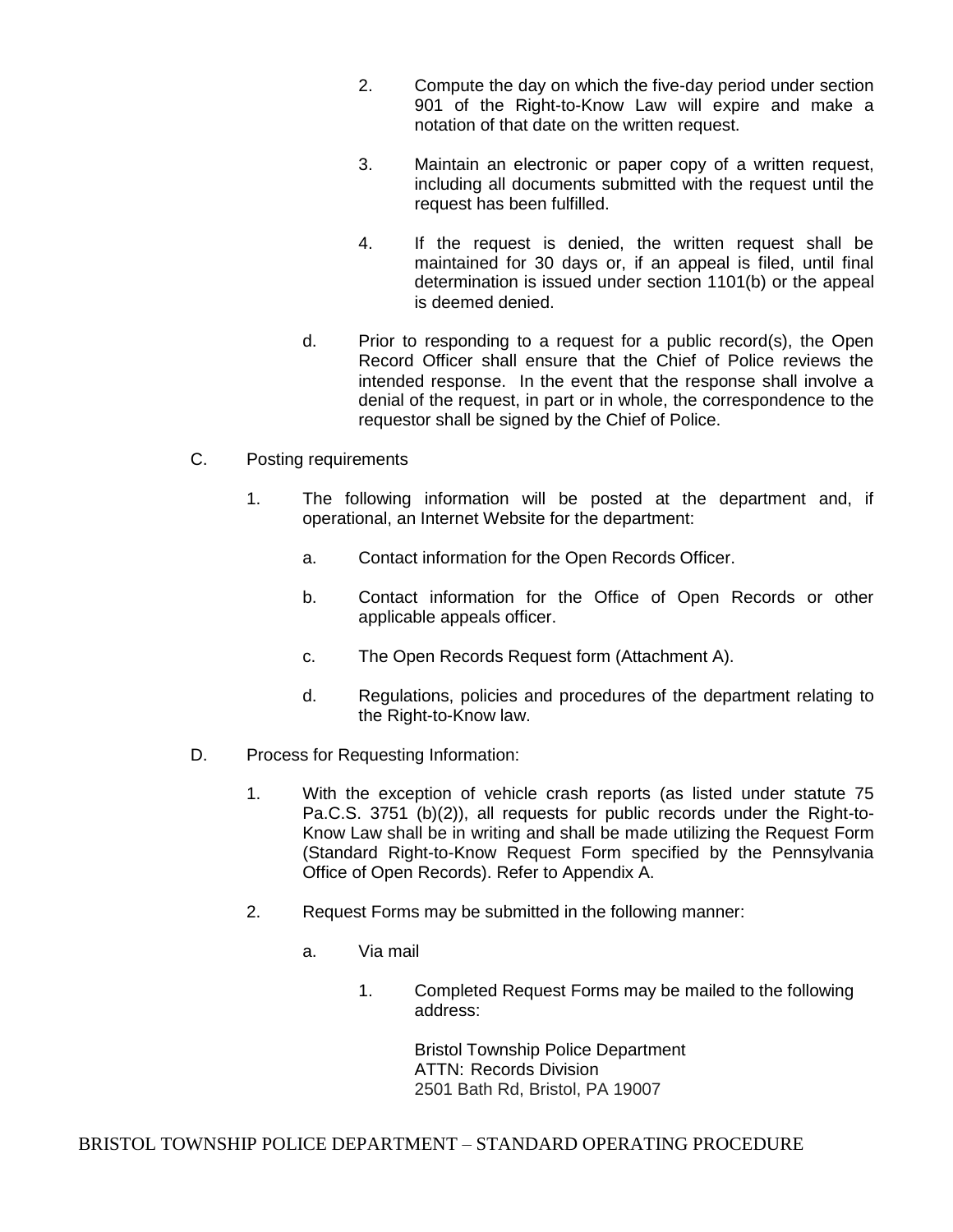2. Compute the day on which the five-day period under section 901 of the Right-to-Know Law will expire and make a notation of that date on the written request.

3. Maintain an electronic or paper copy of a written request, including all documents submitted with the request until the request has been fulfilled.

4. If the request is denied, the written request shall be maintained for 30 days or, if an appeal is filed, until final determination is issued under section 1101(b) or the appeal is deemed denied.

d. Prior to responding to a request for a public record(s), the Open Record Officer shall ensure that the Chief of Police reviews the intended response. In the event that the response shall involve a denial of the request, in part or in whole, the correspondence to the requestor shall be signed by the Chief of Police.

C. Posting requirements

1. The following information will be posted at the department and, if operational, an Internet Website for the department:

a. Contact information for the Open Records Officer.

b. Contact information for the Office of Open Records or other applicable appeals officer.

c. The Open Records Request form (Attachment A).

d. Regulations, policies and procedures of the department relating to the Right-to-Know law.

D. Process for Requesting Information:

1. With the exception of vehicle crash reports (as listed under statute 75 Pa.C.S. 3751 (b)(2)), all requests for public records under the Right-to-Know Law shall be in writing and shall be made utilizing the Request Form (Standard Right-to-Know Request Form specified by the Pennsylvania Office of Open Records). Refer to Appendix A.

2. Request Forms may be submitted in the following manner:

a. Via mail

1. Completed Request Forms may be mailed to the following address:

Bristol Township Police Department
ATTN: Records Division
2501 Bath Rd, Bristol, PA 19007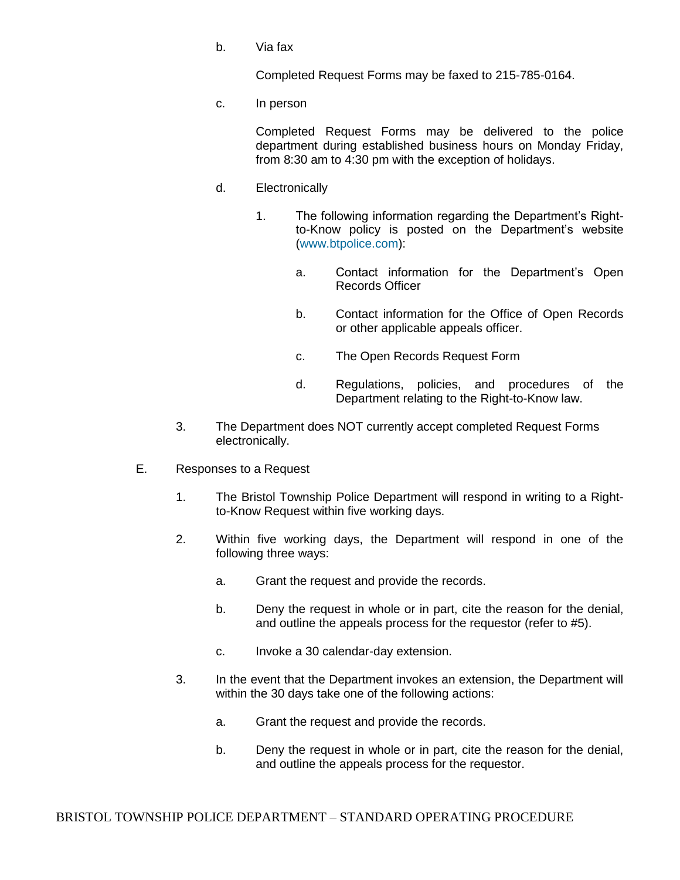b. Via fax

Completed Request Forms may be faxed to 215-785-0164.

c. In person

Completed Request Forms may be delivered to the police department during established business hours on Monday Friday, from 8:30 am to 4:30 pm with the exception of holidays.

d. Electronically

1. The following information regarding the Department's Right-to-Know policy is posted on the Department's website (www.btpolice.com):

   a. Contact information for the Department's Open Records Officer

   b. Contact information for the Office of Open Records or other applicable appeals officer.

   c. The Open Records Request Form

   d. Regulations, policies, and procedures of the Department relating to the Right-to-Know law.

3. The Department does NOT currently accept completed Request Forms electronically.

E. Responses to a Request

1. The Bristol Township Police Department will respond in writing to a Right-to-Know Request within five working days.

2. Within five working days, the Department will respond in one of the following three ways:

   a. Grant the request and provide the records.

   b. Deny the request in whole or in part, cite the reason for the denial, and outline the appeals process for the requestor (refer to #5).

   c. Invoke a 30 calendar-day extension.

3. In the event that the Department invokes an extension, the Department will within the 30 days take one of the following actions:

   a. Grant the request and provide the records.

   b. Deny the request in whole or in part, cite the reason for the denial, and outline the appeals process for the requestor.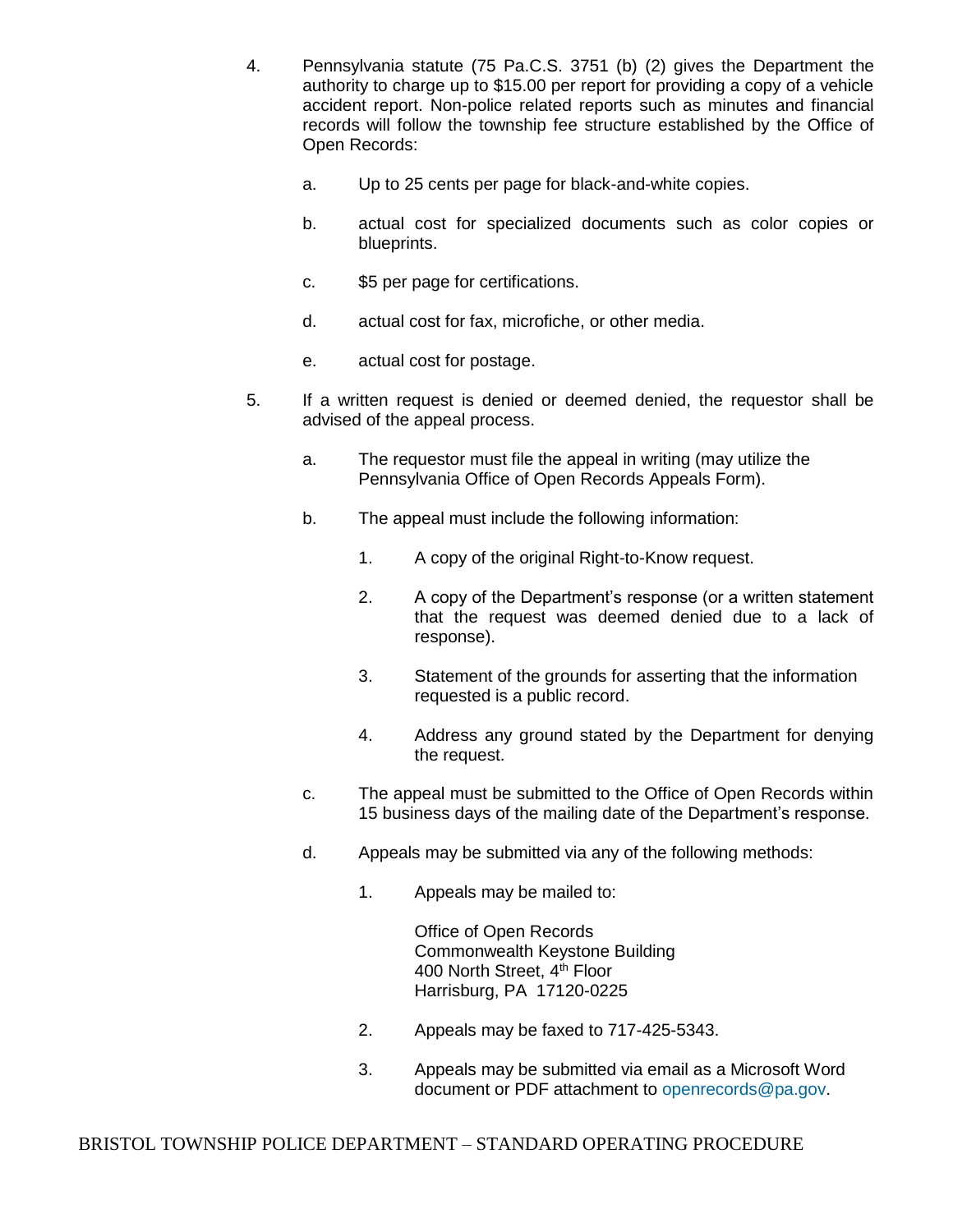4. Pennsylvania statute (75 Pa.C.S. 3751 (b) (2) gives the Department the authority to charge up to $15.00 per report for providing a copy of a vehicle accident report. Non-police related reports such as minutes and financial records will follow the township fee structure established by the Office of Open Records:

   a. Up to 25 cents per page for black-and-white copies.

   b. actual cost for specialized documents such as color copies or blueprints.

   c. $5 per page for certifications.

   d. actual cost for fax, microfiche, or other media.

   e. actual cost for postage.

5. If a written request is denied or deemed denied, the requestor shall be advised of the appeal process.

   a. The requestor must file the appeal in writing (may utilize the Pennsylvania Office of Open Records Appeals Form).

   b. The appeal must include the following information:

      1. A copy of the original Right-to-Know request.

      2. A copy of the Department's response (or a written statement that the request was deemed denied due to a lack of response).

      3. Statement of the grounds for asserting that the information requested is a public record.

      4. Address any ground stated by the Department for denying the request.

   c. The appeal must be submitted to the Office of Open Records within 15 business days of the mailing date of the Department's response.

   d. Appeals may be submitted via any of the following methods:

      1. Appeals may be mailed to:

         Office of Open Records
         Commonwealth Keystone Building
         400 North Street, 4th Floor
         Harrisburg, PA 17120-0225

      2. Appeals may be faxed to 717-425-5343.

      3. Appeals may be submitted via email as a Microsoft Word document or PDF attachment to openrecords@pa.gov.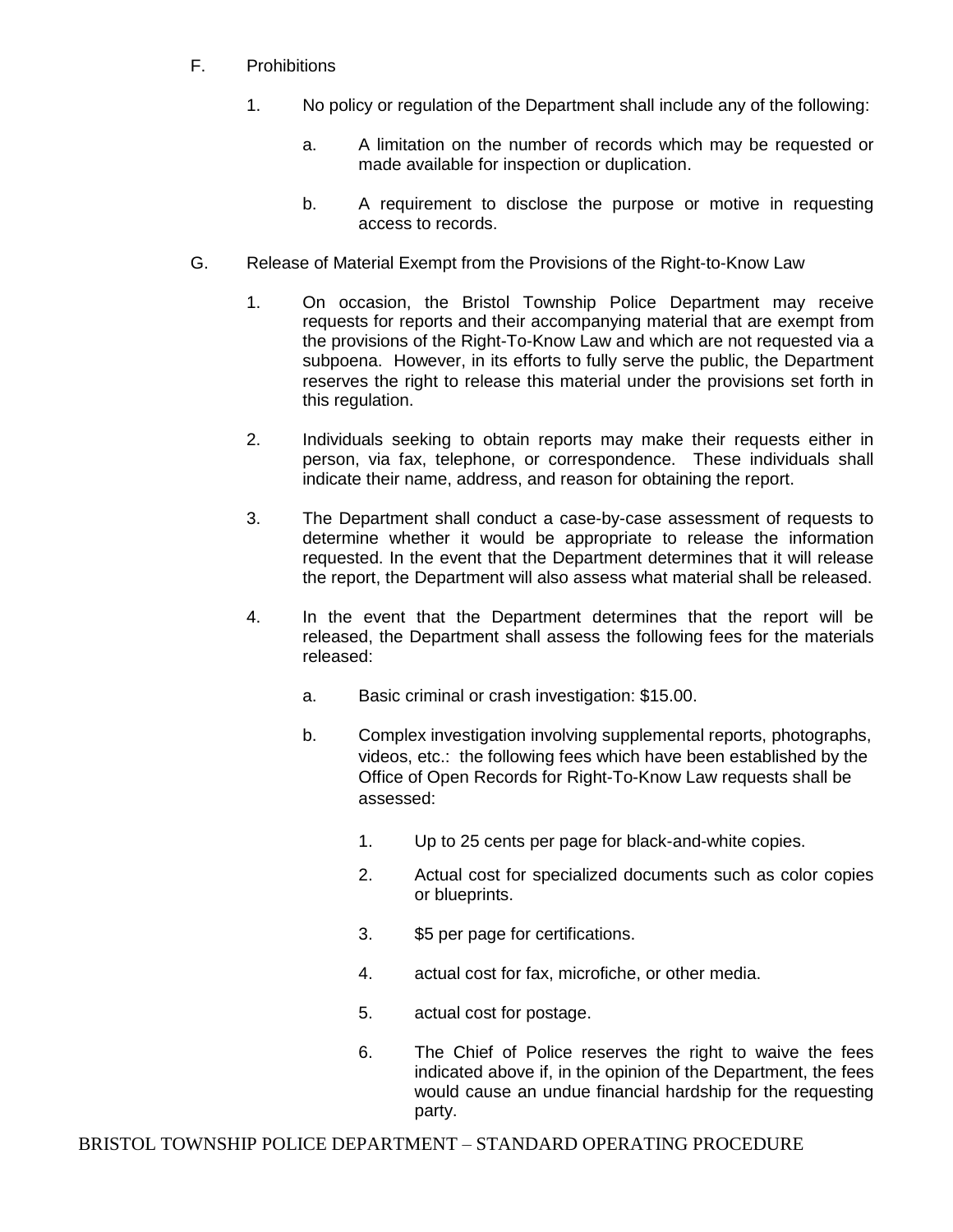F. Prohibitions

1. No policy or regulation of the Department shall include any of the following:

   a. A limitation on the number of records which may be requested or made available for inspection or duplication.

   b. A requirement to disclose the purpose or motive in requesting access to records.

G. Release of Material Exempt from the Provisions of the Right-to-Know Law

1. On occasion, the Bristol Township Police Department may receive requests for reports and their accompanying material that are exempt from the provisions of the Right-To-Know Law and which are not requested via a subpoena. However, in its efforts to fully serve the public, the Department reserves the right to release this material under the provisions set forth in this regulation.

2. Individuals seeking to obtain reports may make their requests either in person, via fax, telephone, or correspondence. These individuals shall indicate their name, address, and reason for obtaining the report.

3. The Department shall conduct a case-by-case assessment of requests to determine whether it would be appropriate to release the information requested. In the event that the Department determines that it will release the report, the Department will also assess what material shall be released.

4. In the event that the Department determines that the report will be released, the Department shall assess the following fees for the materials released:

   a. Basic criminal or crash investigation: $15.00.

   b. Complex investigation involving supplemental reports, photographs, videos, etc.: the following fees which have been established by the Office of Open Records for Right-To-Know Law requests shall be assessed:

      1. Up to 25 cents per page for black-and-white copies.

      2. Actual cost for specialized documents such as color copies or blueprints.

      3. $5 per page for certifications.

      4. actual cost for fax, microfiche, or other media.

      5. actual cost for postage.

      6. The Chief of Police reserves the right to waive the fees indicated above if, in the opinion of the Department, the fees would cause an undue financial hardship for the requesting party.